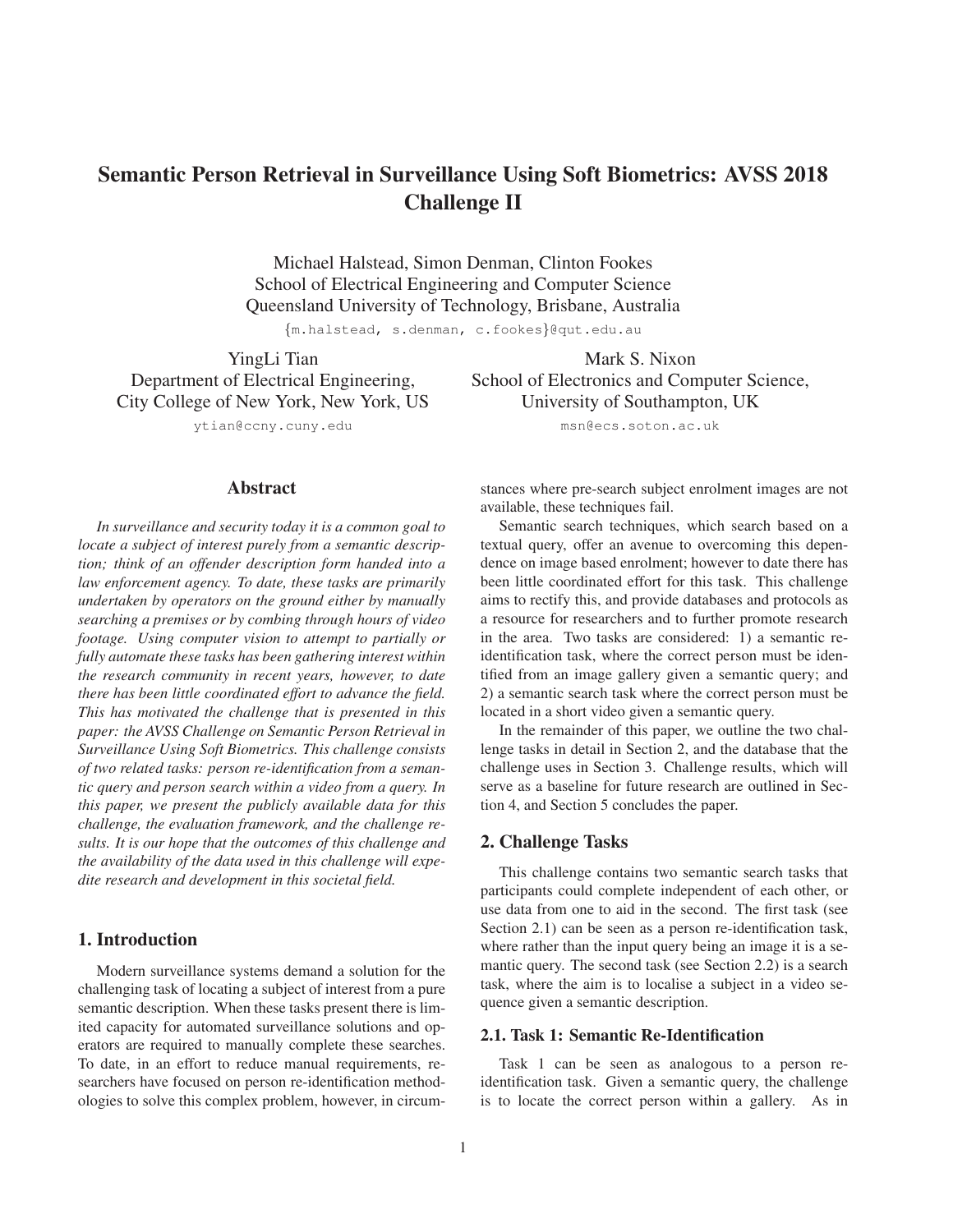# Semantic Person Retrieval in Surveillance Using Soft Biometrics: AVSS 2018 Challenge II

Michael Halstead, Simon Denman, Clinton Fookes
School of Electrical Engineering and Computer Science
Queensland University of Technology, Brisbane, Australia
{m.halstead, s.denman, c.fookes}@qut.edu.au

YingLi Tian
Department of Electrical Engineering,
City College of New York, New York, US
ytian@ccny.cuny.edu

Mark S. Nixon
School of Electronics and Computer Science,
University of Southampton, UK
msn@ecs.soton.ac.uk

## Abstract

*In surveillance and security today it is a common goal to locate a subject of interest purely from a semantic description; think of an offender description form handed into a law enforcement agency. To date, these tasks are primarily undertaken by operators on the ground either by manually searching a premises or by combing through hours of video footage. Using computer vision to attempt to partially or fully automate these tasks has been gathering interest within the research community in recent years, however, to date there has been little coordinated effort to advance the field. This has motivated the challenge that is presented in this paper: the AVSS Challenge on Semantic Person Retrieval in Surveillance Using Soft Biometrics. This challenge consists of two related tasks: person re-identification from a semantic query and person search within a video from a query. In this paper, we present the publicly available data for this challenge, the evaluation framework, and the challenge results. It is our hope that the outcomes of this challenge and the availability of the data used in this challenge will expedite research and development in this societal field.*

## 1. Introduction

Modern surveillance systems demand a solution for the challenging task of locating a subject of interest from a pure semantic description. When these tasks present there is limited capacity for automated surveillance solutions and operators are required to manually complete these searches. To date, in an effort to reduce manual requirements, researchers have focused on person re-identification methodologies to solve this complex problem, however, in circumstances where pre-search subject enrolment images are not available, these techniques fail.

Semantic search techniques, which search based on a textual query, offer an avenue to overcoming this dependence on image based enrolment; however to date there has been little coordinated effort for this task. This challenge aims to rectify this, and provide databases and protocols as a resource for researchers and to further promote research in the area. Two tasks are considered: 1) a semantic re-identification task, where the correct person must be identified from an image gallery given a semantic query; and 2) a semantic search task where the correct person must be located in a short video given a semantic query.

In the remainder of this paper, we outline the two challenge tasks in detail in Section 2, and the database that the challenge uses in Section 3. Challenge results, which will serve as a baseline for future research are outlined in Section 4, and Section 5 concludes the paper.

## 2. Challenge Tasks

This challenge contains two semantic search tasks that participants could complete independent of each other, or use data from one to aid in the second. The first task (see Section 2.1) can be seen as a person re-identification task, where rather than the input query being an image it is a semantic query. The second task (see Section 2.2) is a search task, where the aim is to localise a subject in a video sequence given a semantic description.

### 2.1. Task 1: Semantic Re-Identification

Task 1 can be seen as analogous to a person re-identification task. Given a semantic query, the challenge is to locate the correct person within a gallery. As in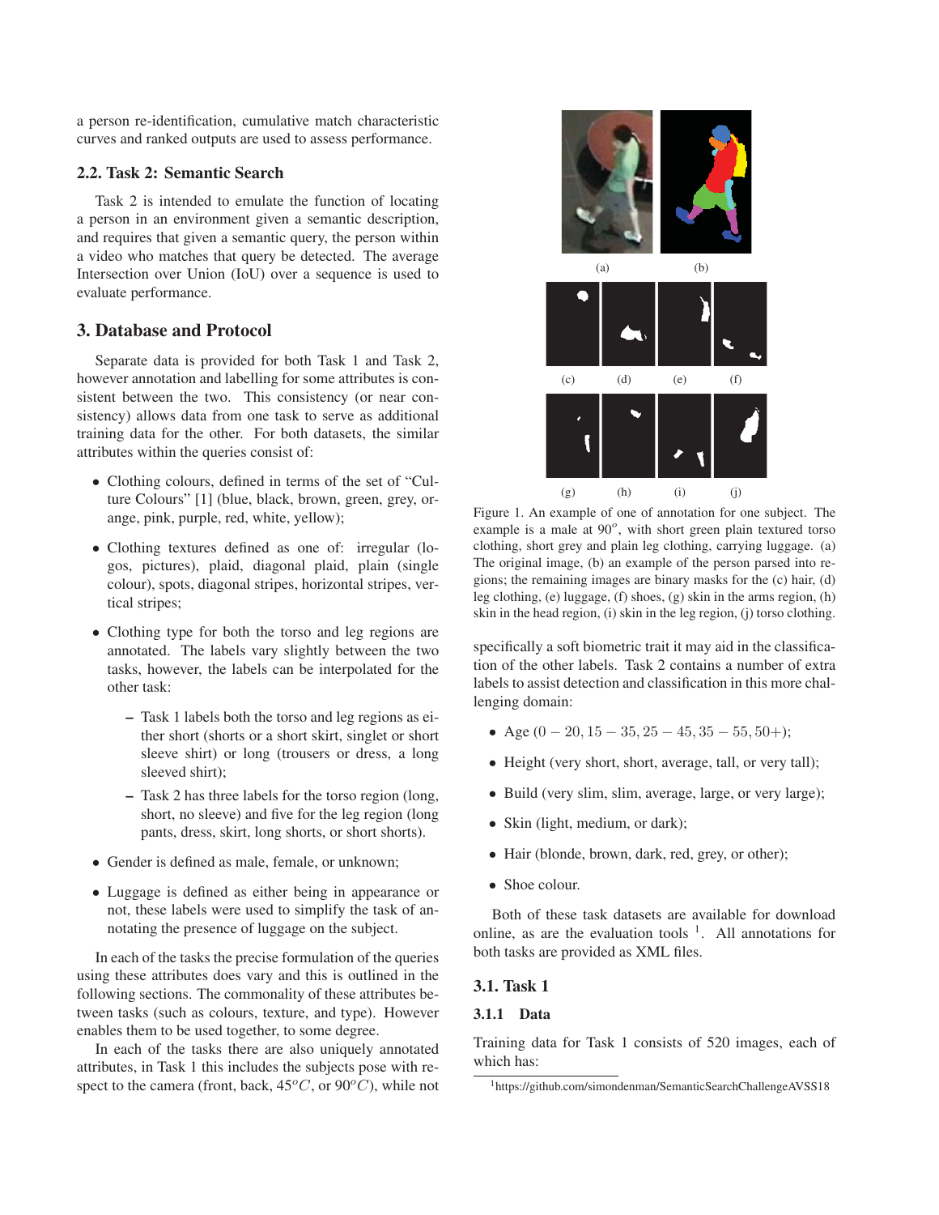a person re-identification, cumulative match characteristic curves and ranked outputs are used to assess performance.

### 2.2. Task 2: Semantic Search

Task 2 is intended to emulate the function of locating a person in an environment given a semantic description, and requires that given a semantic query, the person within a video who matches that query be detected. The average Intersection over Union (IoU) over a sequence is used to evaluate performance.

## 3. Database and Protocol

Separate data is provided for both Task 1 and Task 2, however annotation and labelling for some attributes is consistent between the two. This consistency (or near consistency) allows data from one task to serve as additional training data for the other. For both datasets, the similar attributes within the queries consist of:

- Clothing colours, defined in terms of the set of "Culture Colours" [1] (blue, black, brown, green, grey, orange, pink, purple, red, white, yellow);
- Clothing textures defined as one of: irregular (logos, pictures), plaid, diagonal plaid, plain (single colour), spots, diagonal stripes, horizontal stripes, vertical stripes;
- Clothing type for both the torso and leg regions are annotated. The labels vary slightly between the two tasks, however, the labels can be interpolated for the other task:
  - Task 1 labels both the torso and leg regions as either short (shorts or a short skirt, singlet or short sleeve shirt) or long (trousers or dress, a long sleeved shirt);
  - Task 2 has three labels for the torso region (long, short, no sleeve) and five for the leg region (long pants, dress, skirt, long shorts, or short shorts).
- Gender is defined as male, female, or unknown;
- Luggage is defined as either being in appearance or not, these labels were used to simplify the task of annotating the presence of luggage on the subject.

In each of the tasks the precise formulation of the queries using these attributes does vary and this is outlined in the following sections. The commonality of these attributes between tasks (such as colours, texture, and type). However enables them to be used together, to some degree.

In each of the tasks there are also uniquely annotated attributes, in Task 1 this includes the subjects pose with respect to the camera (front, back, $45^oC$, or $90^oC$), while not specifically a soft biometric trait it may aid in the classification of the other labels. Task 2 contains a number of extra labels to assist detection and classification in this more challenging domain:

- Age ($0-20, 15-35, 25-45, 35-55, 50+$);
- Height (very short, short, average, tall, or very tall);
- Build (very slim, slim, average, large, or very large);
- Skin (light, medium, or dark);
- Hair (blonde, brown, dark, red, grey, or other);
- Shoe colour.

Both of these task datasets are available for download online, as are the evaluation tools [1]. All annotations for both tasks are provided as XML files.

Figure 1. An example of one of annotation for one subject. The example is a male at $90^o$, with short green plain textured torso clothing, short grey and plain leg clothing, carrying luggage. (a) The original image, (b) an example of the person parsed into regions; the remaining images are binary masks for the (c) hair, (d) leg clothing, (e) luggage, (f) shoes, (g) skin in the arms region, (h) skin in the head region, (i) skin in the leg region, (j) torso clothing.

### 3.1. Task 1

#### 3.1.1 Data

Training data for Task 1 consists of 520 images, each of which has:

[1] https://github.com/simondenman/SemanticSearchChallengeAVSS18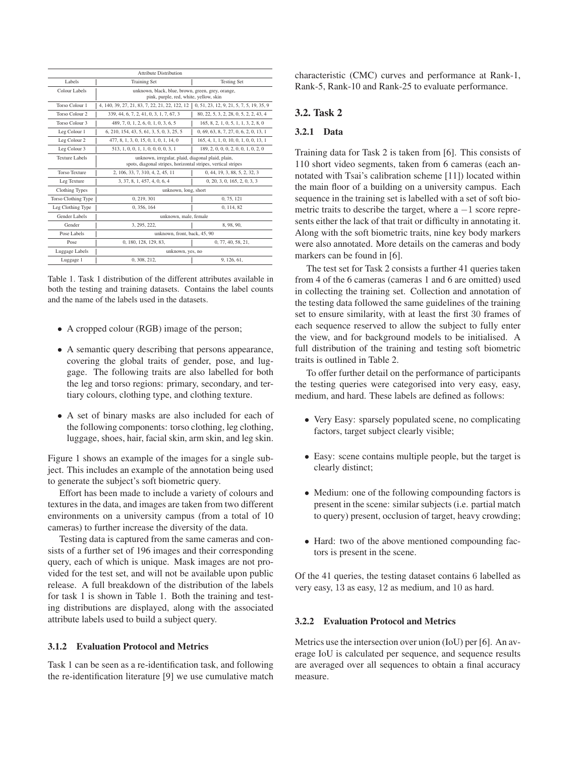| Attribute Distribution | | |
|---|---|---|
| Labels | Training Set | Testing Set |
| Colour Labels | unknown, black, blue, brown, green, grey, orange, pink, purple, red, white, yellow, skin | |
| Torso Colour 1 | 4, 140, 39, 27, 21, 83, 7, 22, 21, 22, 122, 12 | 0, 51, 23, 12, 9, 21, 5, 7, 5, 19, 35, 9 |
| Torso Colour 2 | 339, 44, 6, 7, 2, 41, 0, 3, 1, 7, 67, 3 | 80, 22, 5, 3, 2, 28, 0, 5, 2, 2, 43, 4 |
| Torso Colour 3 | 489, 7, 0, 1, 2, 6, 0, 1, 0, 3, 6, 5 | 165, 8, 2, 1, 0, 5, 1, 1, 3, 2, 8, 0 |
| Leg Colour 1 | 6, 210, 154, 43, 5, 61, 3, 5, 0, 3, 25, 5 | 0, 69, 63, 8, 7, 27, 0, 6, 2, 0, 13, 1 |
| Leg Colour 2 | 477, 8, 1, 3, 0, 15, 0, 1, 0, 1, 14, 0 | 165, 4, 1, 1, 0, 10, 0, 1, 0, 0, 13, 1 |
| Leg Colour 3 | 513, 1, 0, 0, 1, 1, 0, 0, 0, 0, 3, 1 | 189, 2, 0, 0, 0, 2, 0, 0, 1, 0, 2, 0 |
| Texture Labels | unknown, irregular, plaid, diagonal plaid, plain, spots, diagonal stripes, horizontal stripes, vertical stripes | |
| Torso Texture | 2, 106, 33, 7, 310, 4, 2, 45, 11 | 0, 44, 19, 3, 88, 5, 2, 32, 3 |
| Leg Texture | 3, 37, 8, 1, 457, 4, 0, 6, 4 | 0, 20, 3, 0, 165, 2, 0, 3, 3 |
| Clothing Types | unknown, long, short | |
| Torso Clothing Type | 0, 219, 301 | 0, 75, 121 |
| Leg Clothing Type | 0, 356, 164 | 0, 114, 82 |
| Gender Labels | unknown, male, female | |
| Gender | 3, 295, 222, | 8, 98, 90, |
| Pose Labels | unknown, front, back, 45, 90 | |
| Pose | 0, 180, 128, 129, 83, | 0, 77, 40, 58, 21, |
| Luggage Labels | unknown, yes, no | |
| Luggage 1 | 0, 308, 212, | 9, 126, 61, |

Table 1. Task 1 distribution of the different attributes available in both the testing and training datasets. Contains the label counts and the name of the labels used in the datasets.

- A cropped colour (RGB) image of the person;
- A semantic query describing that persons appearance, covering the global traits of gender, pose, and luggage. The following traits are also labelled for both the leg and torso regions: primary, secondary, and tertiary colours, clothing type, and clothing texture.
- A set of binary masks are also included for each of the following components: torso clothing, leg clothing, luggage, shoes, hair, facial skin, arm skin, and leg skin.

Figure 1 shows an example of the images for a single subject. This includes an example of the annotation being used to generate the subject's soft biometric query.

Effort has been made to include a variety of colours and textures in the data, and images are taken from two different environments on a university campus (from a total of 10 cameras) to further increase the diversity of the data.

Testing data is captured from the same cameras and consists of a further set of 196 images and their corresponding query, each of which is unique. Mask images are not provided for the test set, and will not be available upon public release. A full breakdown of the distribution of the labels for task 1 is shown in Table 1. Both the training and testing distributions are displayed, along with the associated attribute labels used to build a subject query.

#### 3.1.2 Evaluation Protocol and Metrics

Task 1 can be seen as a re-identification task, and following the re-identification literature [9] we use cumulative match characteristic (CMC) curves and performance at Rank-1, Rank-5, Rank-10 and Rank-25 to evaluate performance.

### 3.2. Task 2

#### 3.2.1 Data

Training data for Task 2 is taken from [6]. This consists of 110 short video segments, taken from 6 cameras (each annotated with Tsai's calibration scheme [11]) located within the main floor of a building on a university campus. Each sequence in the training set is labelled with a set of soft biometric traits to describe the target, where a $-1$ score represents either the lack of that trait or difficulty in annotating it. Along with the soft biometric traits, nine key body markers were also annotated. More details on the cameras and body markers can be found in [6].

The test set for Task 2 consists a further 41 queries taken from 4 of the 6 cameras (cameras 1 and 6 are omitted) used in collecting the training set. Collection and annotation of the testing data followed the same guidelines of the training set to ensure similarity, with at least the first 30 frames of each sequence reserved to allow the subject to fully enter the view, and for background models to be initialised. A full distribution of the training and testing soft biometric traits is outlined in Table 2.

To offer further detail on the performance of participants the testing queries were categorised into very easy, easy, medium, and hard. These labels are defined as follows:

- Very Easy: sparsely populated scene, no complicating factors, target subject clearly visible;
- Easy: scene contains multiple people, but the target is clearly distinct;
- Medium: one of the following compounding factors is present in the scene: similar subjects (i.e. partial match to query) present, occlusion of target, heavy crowding;
- Hard: two of the above mentioned compounding factors is present in the scene.

Of the 41 queries, the testing dataset contains 6 labelled as very easy, 13 as easy, 12 as medium, and 10 as hard.

#### 3.2.2 Evaluation Protocol and Metrics

Metrics use the intersection over union (IoU) per [6]. An average IoU is calculated per sequence, and sequence results are averaged over all sequences to obtain a final accuracy measure.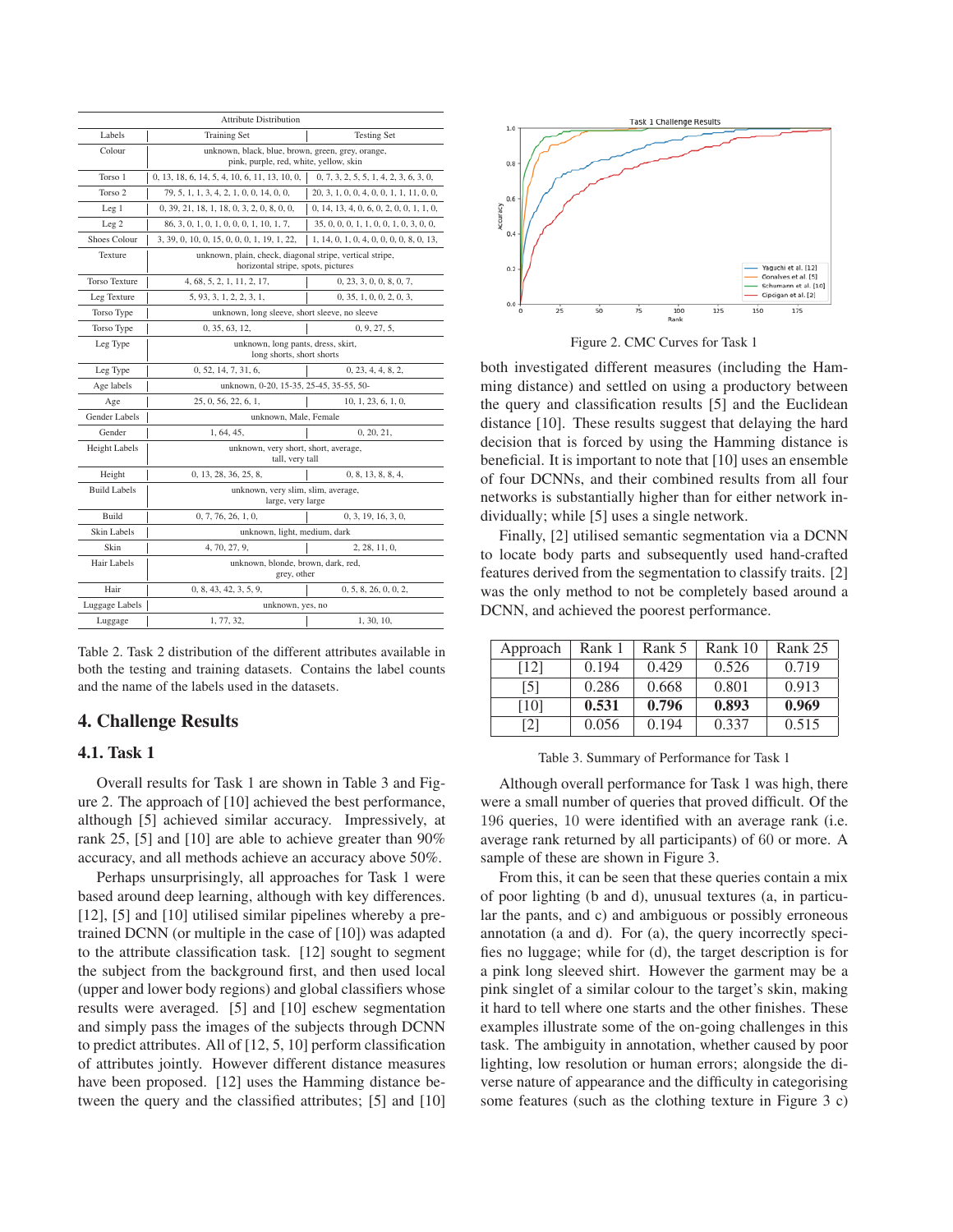| Attribute Distribution | | |
|---|---|---|
| Labels | Training Set | Testing Set |
| Colour | unknown, black, blue, brown, green, grey, orange, pink, purple, red, white, yellow, skin | |
| Torso 1 | 0, 13, 18, 6, 14, 5, 4, 10, 6, 11, 13, 10, 0, | 0, 7, 3, 2, 5, 5, 1, 4, 2, 3, 6, 3, 0, |
| Torso 2 | 79, 5, 1, 1, 3, 4, 2, 1, 0, 0, 14, 0, 0, | 20, 3, 1, 0, 0, 4, 0, 0, 1, 1, 11, 0, 0, |
| Leg 1 | 0, 39, 21, 18, 1, 18, 0, 3, 2, 0, 8, 0, 0, | 0, 14, 13, 4, 0, 6, 0, 2, 0, 0, 1, 1, 0, |
| Leg 2 | 86, 3, 0, 1, 0, 1, 0, 0, 0, 1, 10, 1, 7, | 35, 0, 0, 0, 1, 1, 0, 0, 1, 0, 3, 0, 0, |
| Shoes Colour | 3, 39, 0, 10, 0, 15, 0, 0, 0, 1, 19, 1, 22, | 1, 14, 0, 1, 0, 4, 0, 0, 0, 0, 8, 0, 13, |
| Texture | unknown, plain, check, diagonal stripe, vertical stripe, horizontal stripe, spots, pictures | |
| Torso Texture | 4, 68, 5, 2, 1, 11, 2, 17, | 0, 23, 3, 0, 0, 8, 0, 7, |
| Leg Texture | 5, 93, 3, 1, 2, 2, 3, 1, | 0, 35, 1, 0, 0, 2, 0, 3, |
| Torso Type | unknown, long sleeve, short sleeve, no sleeve | |
| Torso Type | 0, 35, 63, 12, | 0, 9, 27, 5, |
| Leg Type | unknown, long pants, dress, skirt, long shorts, short shorts | |
| Leg Type | 0, 52, 14, 7, 31, 6, | 0, 23, 4, 4, 8, 2, |
| Age labels | unknown, 0-20, 15-35, 25-45, 35-55, 50- | |
| Age | 25, 0, 56, 22, 6, 1, | 10, 1, 23, 6, 1, 0, |
| Gender Labels | unknown, Male, Female | |
| Gender | 1, 64, 45, | 0, 20, 21, |
| Height Labels | unknown, very short, short, average, tall, very tall | |
| Height | 0, 13, 28, 36, 25, 8, | 0, 8, 13, 8, 8, 4, |
| Build Labels | unknown, very slim, slim, average, large, very large | |
| Build | 0, 7, 76, 26, 1, 0, | 0, 3, 19, 16, 3, 0, |
| Skin Labels | unknown, light, medium, dark | |
| Skin | 4, 70, 27, 9, | 2, 28, 11, 0, |
| Hair Labels | unknown, blonde, brown, dark, red, grey, other | |
| Hair | 0, 8, 43, 42, 3, 5, 9, | 0, 5, 8, 26, 0, 0, 2, |
| Luggage Labels | unknown, yes, no | |
| Luggage | 1, 77, 32, | 1, 30, 10, |

Table 2. Task 2 distribution of the different attributes available in both the testing and training datasets. Contains the label counts and the name of the labels used in the datasets.

## 4. Challenge Results

### 4.1. Task 1

Overall results for Task 1 are shown in Table 3 and Figure 2. The approach of [10] achieved the best performance, although [5] achieved similar accuracy. Impressively, at rank 25, [5] and [10] are able to achieve greater than 90% accuracy, and all methods achieve an accuracy above 50%.

Perhaps unsurprisingly, all approaches for Task 1 were based around deep learning, although with key differences. [12], [5] and [10] utilised similar pipelines whereby a pre-trained DCNN (or multiple in the case of [10]) was adapted to the attribute classification task. [12] sought to segment the subject from the background first, and then used local (upper and lower body regions) and global classifiers whose results were averaged. [5] and [10] eschew segmentation and simply pass the images of the subjects through DCNN to predict attributes. All of [12, 5, 10] perform classification of attributes jointly. However different distance measures have been proposed. [12] uses the Hamming distance between the query and the classified attributes; [5] and [10] both investigated different measures (including the Hamming distance) and settled on using a productory between the query and classification results [5] and the Euclidean distance [10]. These results suggest that delaying the hard decision that is forced by using the Hamming distance is beneficial. It is important to note that [10] uses an ensemble of four DCNNs, and their combined results from all four networks is substantially higher than for either network individually; while [5] uses a single network.

Finally, [2] utilised semantic segmentation via a DCNN to locate body parts and subsequently used hand-crafted features derived from the segmentation to classify traits. [2] was the only method to not be completely based around a DCNN, and achieved the poorest performance.

Figure 2. CMC Curves for Task 1

| Approach | Rank 1 | Rank 5 | Rank 10 | Rank 25 |
|---|---|---|---|---|
| [12] | 0.194 | 0.429 | 0.526 | 0.719 |
| [5] | 0.286 | 0.668 | 0.801 | 0.913 |
| [10] | **0.531** | **0.796** | **0.893** | **0.969** |
| [2] | 0.056 | 0.194 | 0.337 | 0.515 |

Table 3. Summary of Performance for Task 1

Although overall performance for Task 1 was high, there were a small number of queries that proved difficult. Of the 196 queries, 10 were identified with an average rank (i.e. average rank returned by all participants) of 60 or more. A sample of these are shown in Figure 3.

From this, it can be seen that these queries contain a mix of poor lighting (b and d), unusual textures (a, in particular the pants, and c) and ambiguous or possibly erroneous annotation (a and d). For (a), the query incorrectly specifies no luggage; while for (d), the target description is for a pink long sleeved shirt. However the garment may be a pink singlet of a similar colour to the target's skin, making it hard to tell where one starts and the other finishes. These examples illustrate some of the on-going challenges in this task. The ambiguity in annotation, whether caused by poor lighting, low resolution or human errors; alongside the diverse nature of appearance and the difficulty in categorising some features (such as the clothing texture in Figure 3 c)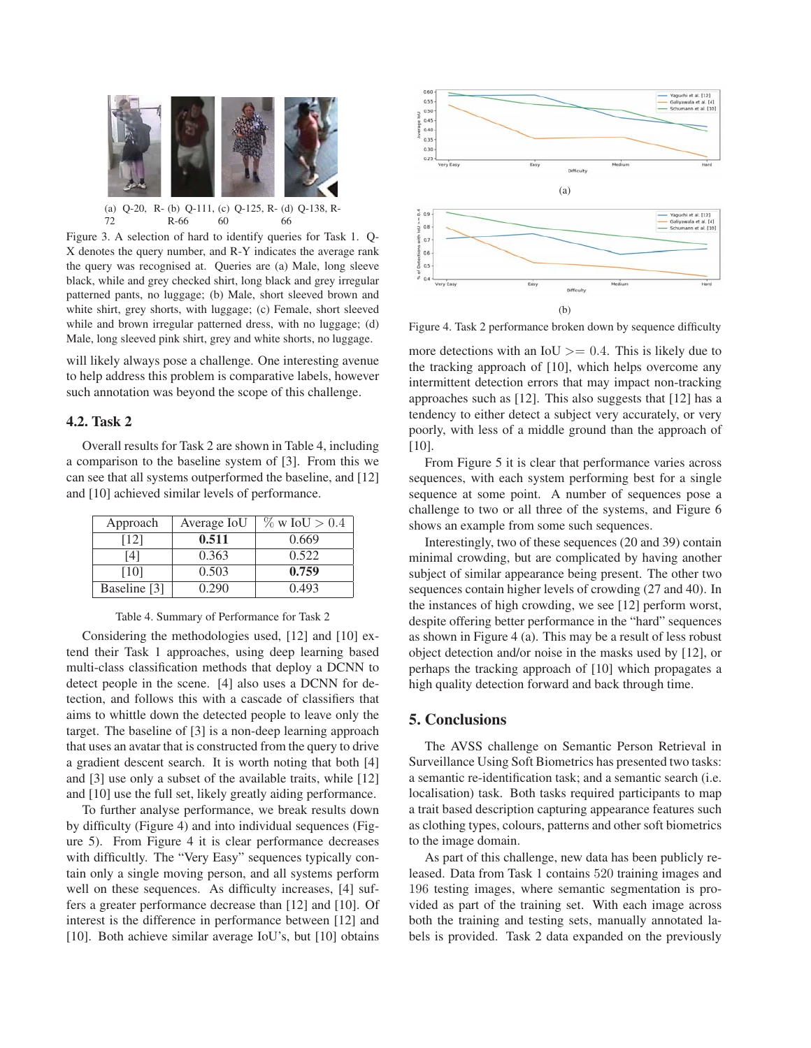(a) Q-20, R-72 (b) Q-111, R-66 (c) Q-125, R-60 (d) Q-138, R-66

Figure 3. A selection of hard to identify queries for Task 1. Q-X denotes the query number, and R-Y indicates the average rank the query was recognised at. Queries are (a) Male, long sleeve black, while and grey checked shirt, long black and grey irregular patterned pants, no luggage; (b) Male, short sleeved brown and white shirt, grey shorts, with luggage; (c) Female, short sleeved while and brown irregular patterned dress, with no luggage; (d) Male, long sleeved pink shirt, grey and white shorts, no luggage.

will likely always pose a challenge. One interesting avenue to help address this problem is comparative labels, however such annotation was beyond the scope of this challenge.

### 4.2. Task 2

Overall results for Task 2 are shown in Table 4, including a comparison to the baseline system of [3]. From this we can see that all systems outperformed the baseline, and [12] and [10] achieved similar levels of performance.

| Approach | Average IoU | % w IoU > 0.4 |
|---|---|---|
| [12] | **0.511** | 0.669 |
| [4] | 0.363 | 0.522 |
| [10] | 0.503 | **0.759** |
| Baseline [3] | 0.290 | 0.493 |

Table 4. Summary of Performance for Task 2

Considering the methodologies used, [12] and [10] extend their Task 1 approaches, using deep learning based multi-class classification methods that deploy a DCNN to detect people in the scene. [4] also uses a DCNN for detection, and follows this with a cascade of classifiers that aims to whittle down the detected people to leave only the target. The baseline of [3] is a non-deep learning approach that uses an avatar that is constructed from the query to drive a gradient descent search. It is worth noting that both [4] and [3] use only a subset of the available traits, while [12] and [10] use the full set, likely greatly aiding performance.

To further analyse performance, we break results down by difficulty (Figure 4) and into individual sequences (Figure 5). From Figure 4 it is clear performance decreases with difficultly. The "Very Easy" sequences typically contain only a single moving person, and all systems perform well on these sequences. As difficulty increases, [4] suffers a greater performance decrease than [12] and [10]. Of interest is the difference in performance between [12] and [10]. Both achieve similar average IoU's, but [10] obtains more detections with an IoU $>= 0.4$. This is likely due to the tracking approach of [10], which helps overcome any intermittent detection errors that may impact non-tracking approaches such as [12]. This also suggests that [12] has a tendency to either detect a subject very accurately, or very poorly, with less of a middle ground than the approach of [10].

(a)

(b)

Figure 4. Task 2 performance broken down by sequence difficulty

From Figure 5 it is clear that performance varies across sequences, with each system performing best for a single sequence at some point. A number of sequences pose a challenge to two or all three of the systems, and Figure 6 shows an example from some such sequences.

Interestingly, two of these sequences (20 and 39) contain minimal crowding, but are complicated by having another subject of similar appearance being present. The other two sequences contain higher levels of crowding (27 and 40). In the instances of high crowding, we see [12] perform worst, despite offering better performance in the "hard" sequences as shown in Figure 4 (a). This may be a result of less robust object detection and/or noise in the masks used by [12], or perhaps the tracking approach of [10] which propagates a high quality detection forward and back through time.

## 5. Conclusions

The AVSS challenge on Semantic Person Retrieval in Surveillance Using Soft Biometrics has presented two tasks: a semantic re-identification task; and a semantic search (i.e. localisation) task. Both tasks required participants to map a trait based description capturing appearance features such as clothing types, colours, patterns and other soft biometrics to the image domain.

As part of this challenge, new data has been publicly released. Data from Task 1 contains 520 training images and 196 testing images, where semantic segmentation is provided as part of the training set. With each image across both the training and testing sets, manually annotated labels is provided. Task 2 data expanded on the previously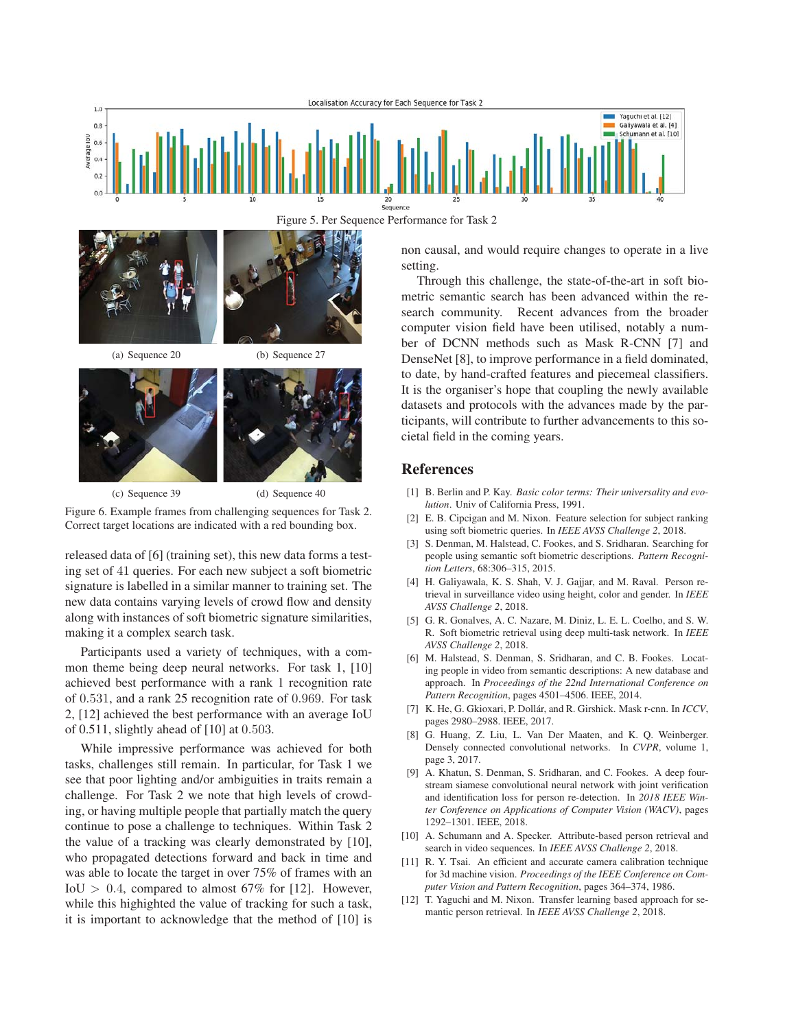Localisation Accuracy for Each Sequence for Task 2

Yaguchi et al. [12]
Galiyawala et al. [4]
Schumann et al. [10]

Average IoU

1.0
0.8
0.6
0.4
0.2
0.0

0 5 10 15 20 25 30 35 40

Sequence

Figure 5. Per Sequence Performance for Task 2

(a) Sequence 20

(b) Sequence 27

(c) Sequence 39

(d) Sequence 40

Figure 6. Example frames from challenging sequences for Task 2. Correct target locations are indicated with a red bounding box.

released data of [6] (training set), this new data forms a testing set of 41 queries. For each new subject a soft biometric signature is labelled in a similar manner to training set. The new data contains varying levels of crowd flow and density along with instances of soft biometric signature similarities, making it a complex search task.

Participants used a variety of techniques, with a common theme being deep neural networks. For task 1, [10] achieved best performance with a rank 1 recognition rate of $0.531$, and a rank 25 recognition rate of $0.969$. For task 2, [12] achieved the best performance with an average IoU of 0.511, slightly ahead of [10] at $0.503$.

While impressive performance was achieved for both tasks, challenges still remain. In particular, for Task 1 we see that poor lighting and/or ambiguities in traits remain a challenge. For Task 2 we note that high levels of crowding, or having multiple people that partially match the query continue to pose a challenge to techniques. Within Task 2 the value of a tracking was clearly demonstrated by [10], who propagated detections forward and back in time and was able to locate the target in over 75% of frames with an IoU $> 0.4$, compared to almost 67% for [12]. However, while this highlighted the value of tracking for such a task, it is important to acknowledge that the method of [10] is non causal, and would require changes to operate in a live setting.

Through this challenge, the state-of-the-art in soft biometric semantic search has been advanced within the research community. Recent advances from the broader computer vision field have been utilised, notably a number of DCNN methods such as Mask R-CNN [7] and DenseNet [8], to improve performance in a field dominated, to date, by hand-crafted features and piecemeal classifiers. It is the organiser's hope that coupling the newly available datasets and protocols with the advances made by the participants, will contribute to further advancements to this societal field in the coming years.

## References

[1] B. Berlin and P. Kay. *Basic color terms: Their universality and evolution*. Univ of California Press, 1991.

[2] E. B. Cipcigan and M. Nixon. Feature selection for subject ranking using soft biometric queries. In *IEEE AVSS Challenge 2*, 2018.

[3] S. Denman, M. Halstead, C. Fookes, and S. Sridharan. Searching for people using semantic soft biometric descriptions. *Pattern Recognition Letters*, 68:306–315, 2015.

[4] H. Galiyawala, K. S. Shah, V. J. Gajjar, and M. Raval. Person retrieval in surveillance video using height, color and gender. In *IEEE AVSS Challenge 2*, 2018.

[5] G. R. Gonalves, A. C. Nazare, M. Diniz, L. E. L. Coelho, and S. W. R. Soft biometric retrieval using deep multi-task network. In *IEEE AVSS Challenge 2*, 2018.

[6] M. Halstead, S. Denman, S. Sridharan, and C. B. Fookes. Locating people in video from semantic descriptions: A new database and approach. In *Proceedings of the 22nd International Conference on Pattern Recognition*, pages 4501–4506. IEEE, 2014.

[7] K. He, G. Gkioxari, P. Dollár, and R. Girshick. Mask r-cnn. In *ICCV*, pages 2980–2988. IEEE, 2017.

[8] G. Huang, Z. Liu, L. Van Der Maaten, and K. Q. Weinberger. Densely connected convolutional networks. In *CVPR*, volume 1, page 3, 2017.

[9] A. Khatun, S. Denman, S. Sridharan, and C. Fookes. A deep four-stream siamese convolutional neural network with joint verification and identification loss for person re-detection. In *2018 IEEE Winter Conference on Applications of Computer Vision (WACV)*, pages 1292–1301. IEEE, 2018.

[10] A. Schumann and A. Specker. Attribute-based person retrieval and search in video sequences. In *IEEE AVSS Challenge 2*, 2018.

[11] R. Y. Tsai. An efficient and accurate camera calibration technique for 3d machine vision. *Proceedings of the IEEE Conference on Computer Vision and Pattern Recognition*, pages 364–374, 1986.

[12] T. Yaguchi and M. Nixon. Transfer learning based approach for semantic person retrieval. In *IEEE AVSS Challenge 2*, 2018.